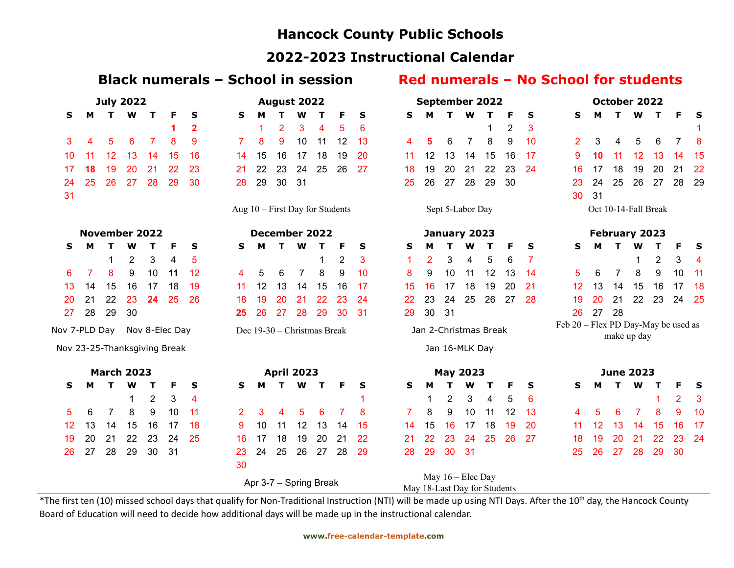# Hancock County Public Schools

## 2022-2023 Instructional Calendar

**Black numerals – School in session** **Red numerals – No School for students**

### July 2022

| S | M | T | W | T | F | S |
|---|---|---|---|---|---|---|
| | | | | | **1** | **2** |
| 3 | 4 | 5 | 6 | 7 | 8 | 9 |
| 10 | 11 | 12 | 13 | 14 | 15 | 16 |
| 17 | **18** | 19 | 20 | 21 | 22 | 23 |
| 24 | 25 | 26 | 27 | 28 | 29 | 30 |
| 31 | | | | | | |

### August 2022

| S | M | T | W | T | F | S |
|---|---|---|---|---|---|---|
| | 1 | 2 | 3 | 4 | 5 | 6 |
| 7 | 8 | 9 | 10 | 11 | 12 | 13 |
| 14 | 15 | 16 | 17 | 18 | 19 | 20 |
| 21 | 22 | 23 | 24 | 25 | 26 | 27 |
| 28 | 29 | 30 | 31 | | | |

Aug 10 – First Day for Students

### September 2022

| S | M | T | W | T | F | S |
|---|---|---|---|---|---|---|
| | | | | 1 | 2 | 3 |
| 4 | **5** | 6 | 7 | 8 | 9 | 10 |
| 11 | 12 | 13 | 14 | 15 | 16 | 17 |
| 18 | 19 | 20 | 21 | 22 | 23 | 24 |
| 25 | 26 | 27 | 28 | 29 | 30 | |

Sept 5-Labor Day

### October 2022

| S | M | T | W | T | F | S |
|---|---|---|---|---|---|---|
| | | | | | | 1 |
| 2 | 3 | 4 | 5 | 6 | 7 | 8 |
| 9 | **10** | 11 | 12 | 13 | 14 | 15 |
| 16 | 17 | 18 | 19 | 20 | 21 | 22 |
| 23 | 24 | 25 | 26 | 27 | 28 | 29 |
| 30 | 31 | | | | | |

Oct 10-14-Fall Break

### November 2022

| S | M | T | W | T | F | S |
|---|---|---|---|---|---|---|
| | | 1 | 2 | 3 | 4 | 5 |
| 6 | 7 | 8 | 9 | 10 | **11** | 12 |
| 13 | 14 | 15 | 16 | 17 | 18 | 19 |
| 20 | 21 | 22 | 23 | **24** | 25 | 26 |
| 27 | 28 | 29 | 30 | | | |

Nov 7-PLD Day Nov 8-Elec Day

Nov 23-25-Thanksgiving Break

### December 2022

| S | M | T | W | T | F | S |
|---|---|---|---|---|---|---|
| | | | | 1 | 2 | 3 |
| 4 | 5 | 6 | 7 | 8 | 9 | 10 |
| 11 | 12 | 13 | 14 | 15 | 16 | 17 |
| 18 | 19 | 20 | 21 | 22 | 23 | 24 |
| **25** | 26 | 27 | 28 | 29 | 30 | 31 |

Dec 19-30 – Christmas Break

### January 2023

| S | M | T | W | T | F | S |
|---|---|---|---|---|---|---|
| 1 | 2 | 3 | 4 | 5 | 6 | 7 |
| 8 | 9 | 10 | 11 | 12 | 13 | 14 |
| 15 | 16 | 17 | 18 | 19 | 20 | 21 |
| 22 | 23 | 24 | 25 | 26 | 27 | 28 |
| 29 | 30 | 31 | | | | |

Jan 2-Christmas Break

Jan 16-MLK Day

### February 2023

| S | M | T | W | T | F | S |
|---|---|---|---|---|---|---|
| | | | 1 | 2 | 3 | 4 |
| 5 | 6 | 7 | 8 | 9 | 10 | 11 |
| 12 | 13 | 14 | 15 | 16 | 17 | 18 |
| 19 | 20 | 21 | 22 | 23 | 24 | 25 |
| 26 | 27 | 28 | | | | |

Feb 20 – Flex PD Day-May be used as make up day

### March 2023

| S | M | T | W | T | F | S |
|---|---|---|---|---|---|---|
| | | | 1 | 2 | 3 | 4 |
| 5 | 6 | 7 | 8 | 9 | 10 | 11 |
| 12 | 13 | 14 | 15 | 16 | 17 | 18 |
| 19 | 20 | 21 | 22 | 23 | 24 | 25 |
| 26 | 27 | 28 | 29 | 30 | 31 | |

### April 2023

| S | M | T | W | T | F | S |
|---|---|---|---|---|---|---|
| | | | | | | 1 |
| 2 | 3 | 4 | 5 | 6 | 7 | 8 |
| 9 | 10 | 11 | 12 | 13 | 14 | 15 |
| 16 | 17 | 18 | 19 | 20 | 21 | 22 |
| 23 | 24 | 25 | 26 | 27 | 28 | 29 |
| 30 | | | | | | |

Apr 3-7 – Spring Break

### May 2023

| S | M | T | W | T | F | S |
|---|---|---|---|---|---|---|
| | 1 | 2 | 3 | 4 | 5 | 6 |
| 7 | 8 | 9 | 10 | 11 | 12 | 13 |
| 14 | 15 | 16 | 17 | 18 | 19 | 20 |
| 21 | 22 | 23 | 24 | 25 | 26 | 27 |
| 28 | 29 | 30 | 31 | | | |

May 16 – Elec Day

May 18-Last Day for Students

### June 2023

| S | M | T | W | T | F | S |
|---|---|---|---|---|---|---|
| | | | | 1 | 2 | 3 |
| 4 | 5 | 6 | 7 | 8 | 9 | 10 |
| 11 | 12 | 13 | 14 | 15 | 16 | 17 |
| 18 | 19 | 20 | 21 | 22 | 23 | 24 |
| 25 | 26 | 27 | 28 | 29 | 30 | |

*The first ten (10) missed school days that qualify for Non-Traditional Instruction (NTI) will be made up using NTI Days. After the 10th day, the Hancock County Board of Education will need to decide how additional days will be made up in the instructional calendar.

www.free-calendar-template.com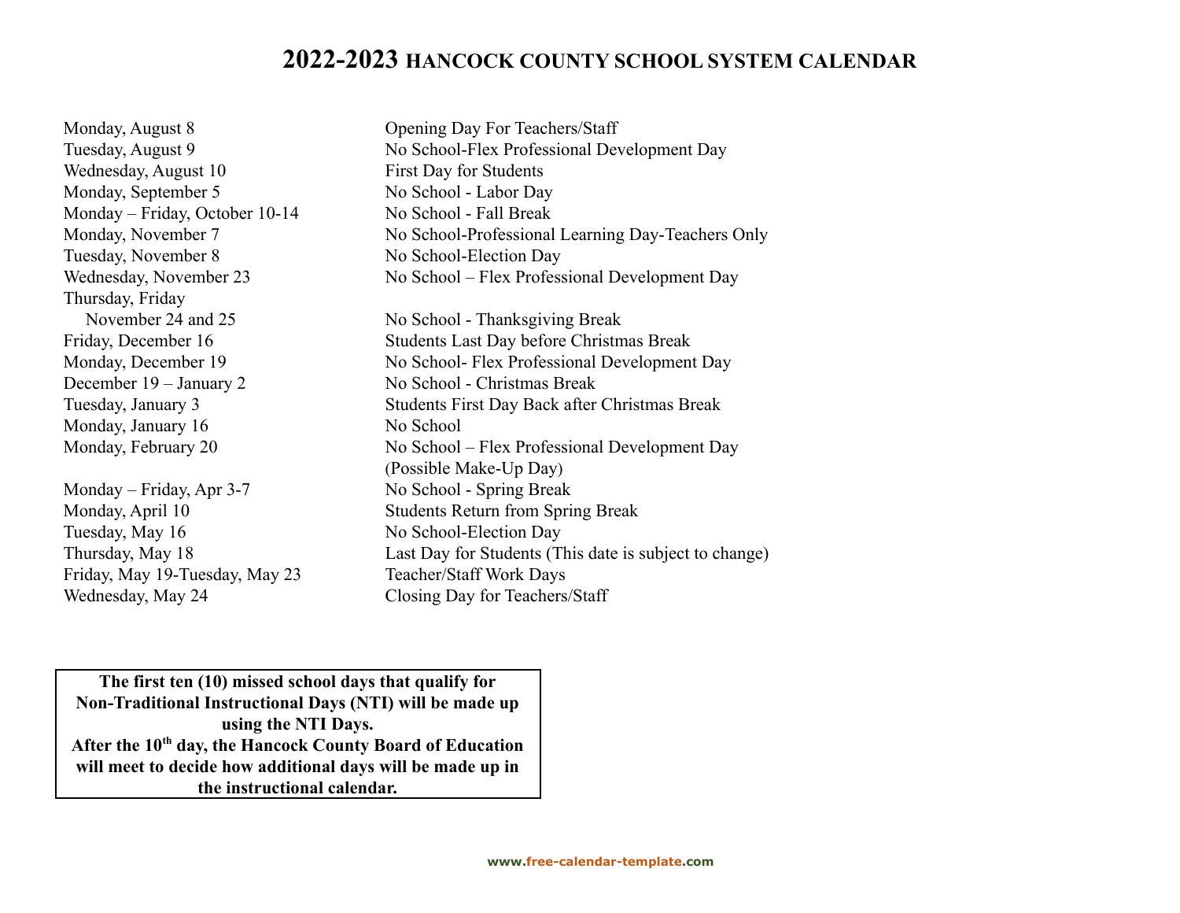# 2022-2023 HANCOCK COUNTY SCHOOL SYSTEM CALENDAR

| | |
|---|---|
| Monday, August 8 | Opening Day For Teachers/Staff |
| Tuesday, August 9 | No School-Flex Professional Development Day |
| Wednesday, August 10 | First Day for Students |
| Monday, September 5 | No School - Labor Day |
| Monday – Friday, October 10-14 | No School - Fall Break |
| Monday, November 7 | No School-Professional Learning Day-Teachers Only |
| Tuesday, November 8 | No School-Election Day |
| Wednesday, November 23 | No School – Flex Professional Development Day |
| Thursday, Friday November 24 and 25 | No School - Thanksgiving Break |
| Friday, December 16 | Students Last Day before Christmas Break |
| Monday, December 19 | No School- Flex Professional Development Day |
| December 19 – January 2 | No School - Christmas Break |
| Tuesday, January 3 | Students First Day Back after Christmas Break |
| Monday, January 16 | No School |
| Monday, February 20 | No School – Flex Professional Development Day (Possible Make-Up Day) |
| Monday – Friday, Apr 3-7 | No School - Spring Break |
| Monday, April 10 | Students Return from Spring Break |
| Tuesday, May 16 | No School-Election Day |
| Thursday, May 18 | Last Day for Students (This date is subject to change) |
| Friday, May 19-Tuesday, May 23 | Teacher/Staff Work Days |
| Wednesday, May 24 | Closing Day for Teachers/Staff |

**The first ten (10) missed school days that qualify for Non-Traditional Instructional Days (NTI) will be made up using the NTI Days.**
**After the 10th day, the Hancock County Board of Education will meet to decide how additional days will be made up in the instructional calendar.**